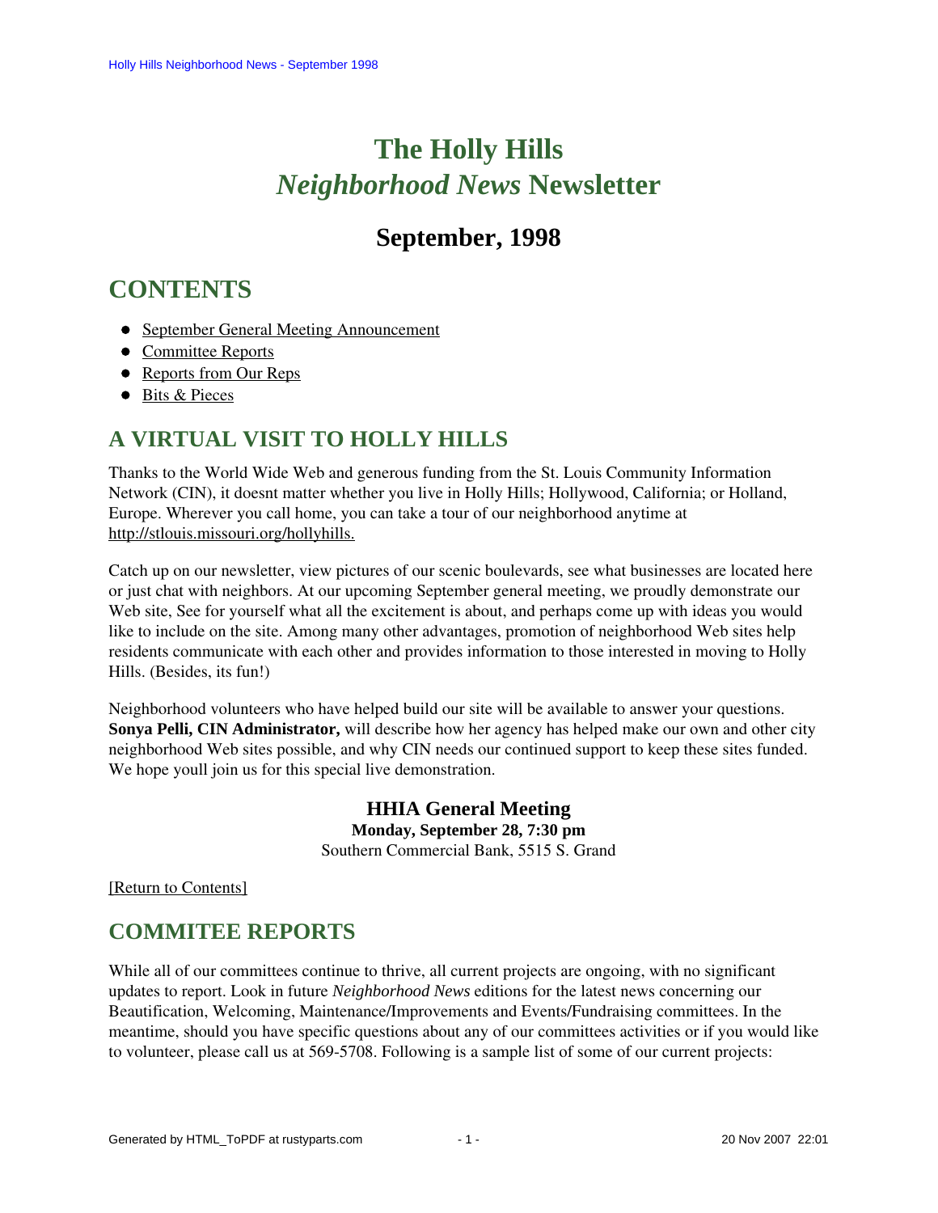# The Holly Hills *Neighborhood News* Newsletter

## September, 1998

## CONTENTS

- September General Meeting Announcement
- Committee Reports
- Reports from Our Reps
- Bits & Pieces

## A VIRTUAL VISIT TO HOLLY HILLS

Thanks to the World Wide Web and generous funding from the St. Louis Community Information Network (CIN), it doesnt matter whether you live in Holly Hills; Hollywood, California; or Holland, Europe. Wherever you call home, you can take a tour of our neighborhood anytime at http://stlouis.missouri.org/hollyhills.

Catch up on our newsletter, view pictures of our scenic boulevards, see what businesses are located here or just chat with neighbors. At our upcoming September general meeting, we proudly demonstrate our Web site, See for yourself what all the excitement is about, and perhaps come up with ideas you would like to include on the site. Among many other advantages, promotion of neighborhood Web sites help residents communicate with each other and provides information to those interested in moving to Holly Hills. (Besides, its fun!)

Neighborhood volunteers who have helped build our site will be available to answer your questions. **Sonya Pelli, CIN Administrator,** will describe how her agency has helped make our own and other city neighborhood Web sites possible, and why CIN needs our continued support to keep these sites funded. We hope youll join us for this special live demonstration.

**HHIA General Meeting**
**Monday, September 28, 7:30 pm**
Southern Commercial Bank, 5515 S. Grand

[Return to Contents]

## COMMITEE REPORTS

While all of our committees continue to thrive, all current projects are ongoing, with no significant updates to report. Look in future *Neighborhood News* editions for the latest news concerning our Beautification, Welcoming, Maintenance/Improvements and Events/Fundraising committees. In the meantime, should you have specific questions about any of our committees activities or if you would like to volunteer, please call us at 569-5708. Following is a sample list of some of our current projects: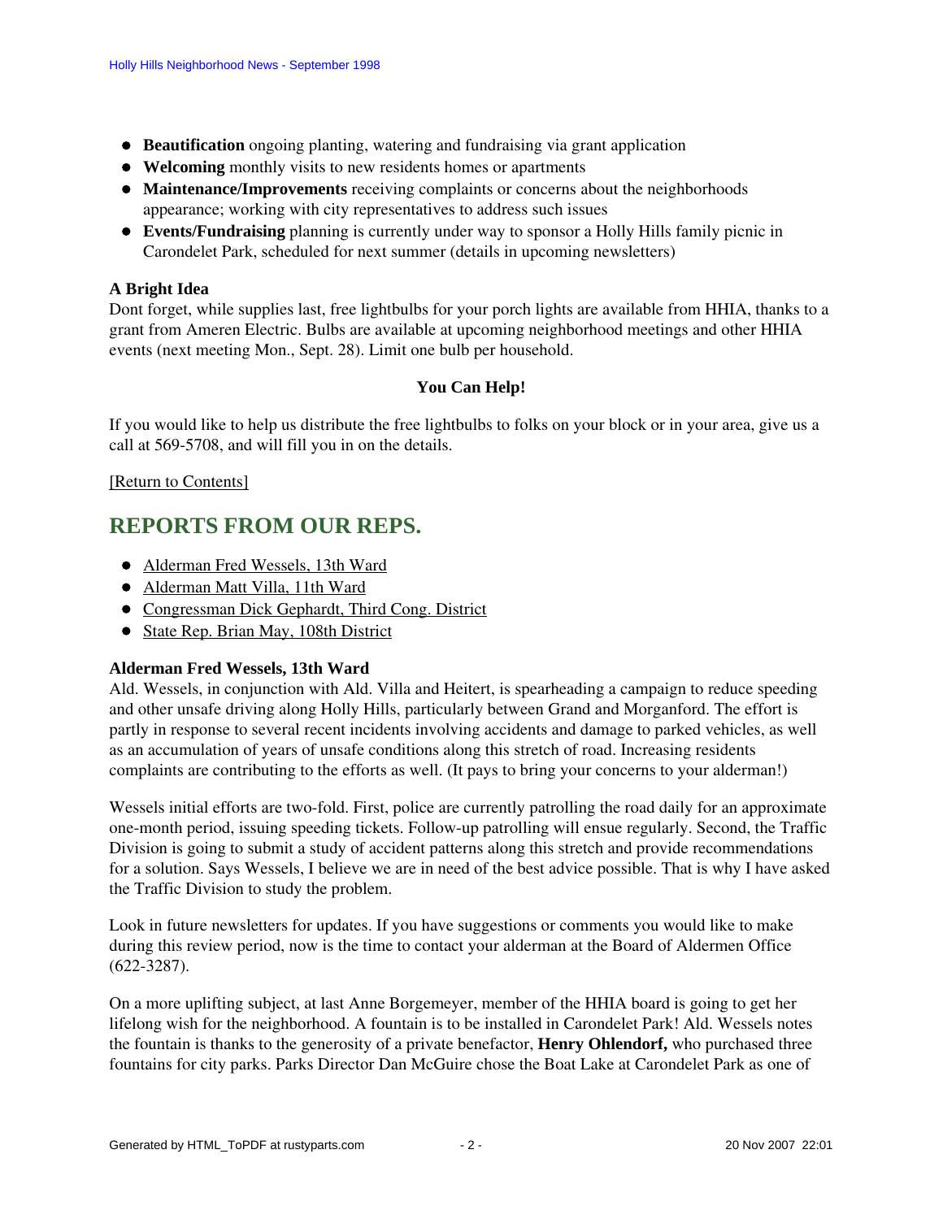- **Beautification** ongoing planting, watering and fundraising via grant application
- **Welcoming** monthly visits to new residents homes or apartments
- **Maintenance/Improvements** receiving complaints or concerns about the neighborhoods appearance; working with city representatives to address such issues
- **Events/Fundraising** planning is currently under way to sponsor a Holly Hills family picnic in Carondelet Park, scheduled for next summer (details in upcoming newsletters)

**A Bright Idea**
Dont forget, while supplies last, free lightbulbs for your porch lights are available from HHIA, thanks to a grant from Ameren Electric. Bulbs are available at upcoming neighborhood meetings and other HHIA events (next meeting Mon., Sept. 28). Limit one bulb per household.

**You Can Help!**

If you would like to help us distribute the free lightbulbs to folks on your block or in your area, give us a call at 569-5708, and will fill you in on the details.

[Return to Contents]

## REPORTS FROM OUR REPS.

- Alderman Fred Wessels, 13th Ward
- Alderman Matt Villa, 11th Ward
- Congressman Dick Gephardt, Third Cong. District
- State Rep. Brian May, 108th District

**Alderman Fred Wessels, 13th Ward**
Ald. Wessels, in conjunction with Ald. Villa and Heitert, is spearheading a campaign to reduce speeding and other unsafe driving along Holly Hills, particularly between Grand and Morganford. The effort is partly in response to several recent incidents involving accidents and damage to parked vehicles, as well as an accumulation of years of unsafe conditions along this stretch of road. Increasing residents complaints are contributing to the efforts as well. (It pays to bring your concerns to your alderman!)

Wessels initial efforts are two-fold. First, police are currently patrolling the road daily for an approximate one-month period, issuing speeding tickets. Follow-up patrolling will ensue regularly. Second, the Traffic Division is going to submit a study of accident patterns along this stretch and provide recommendations for a solution. Says Wessels, I believe we are in need of the best advice possible. That is why I have asked the Traffic Division to study the problem.

Look in future newsletters for updates. If you have suggestions or comments you would like to make during this review period, now is the time to contact your alderman at the Board of Aldermen Office (622-3287).

On a more uplifting subject, at last Anne Borgemeyer, member of the HHIA board is going to get her lifelong wish for the neighborhood. A fountain is to be installed in Carondelet Park! Ald. Wessels notes the fountain is thanks to the generosity of a private benefactor, **Henry Ohlendorf,** who purchased three fountains for city parks. Parks Director Dan McGuire chose the Boat Lake at Carondelet Park as one of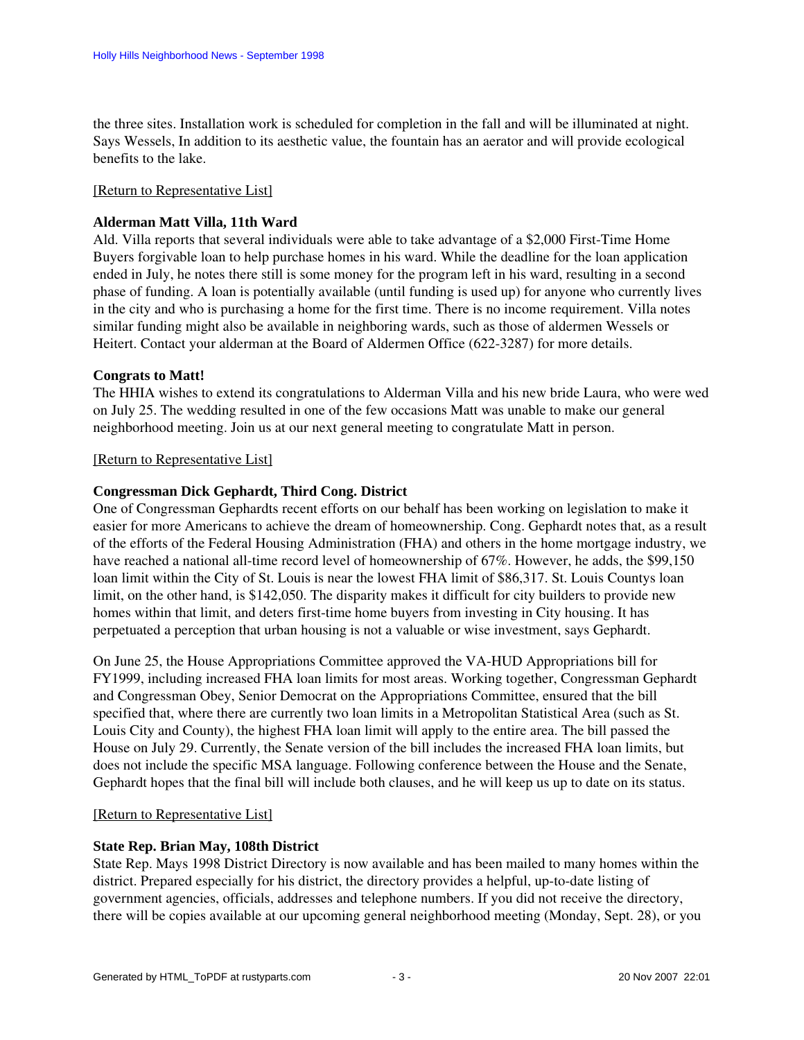the three sites. Installation work is scheduled for completion in the fall and will be illuminated at night. Says Wessels, In addition to its aesthetic value, the fountain has an aerator and will provide ecological benefits to the lake.

[Return to Representative List]

**Alderman Matt Villa, 11th Ward**

Ald. Villa reports that several individuals were able to take advantage of a $2,000 First-Time Home Buyers forgivable loan to help purchase homes in his ward. While the deadline for the loan application ended in July, he notes there still is some money for the program left in his ward, resulting in a second phase of funding. A loan is potentially available (until funding is used up) for anyone who currently lives in the city and who is purchasing a home for the first time. There is no income requirement. Villa notes similar funding might also be available in neighboring wards, such as those of aldermen Wessels or Heitert. Contact your alderman at the Board of Aldermen Office (622-3287) for more details.

**Congrats to Matt!**

The HHIA wishes to extend its congratulations to Alderman Villa and his new bride Laura, who were wed on July 25. The wedding resulted in one of the few occasions Matt was unable to make our general neighborhood meeting. Join us at our next general meeting to congratulate Matt in person.

[Return to Representative List]

**Congressman Dick Gephardt, Third Cong. District**

One of Congressman Gephardts recent efforts on our behalf has been working on legislation to make it easier for more Americans to achieve the dream of homeownership. Cong. Gephardt notes that, as a result of the efforts of the Federal Housing Administration (FHA) and others in the home mortgage industry, we have reached a national all-time record level of homeownership of 67%. However, he adds, the $99,150 loan limit within the City of St. Louis is near the lowest FHA limit of $86,317. St. Louis Countys loan limit, on the other hand, is $142,050. The disparity makes it difficult for city builders to provide new homes within that limit, and deters first-time home buyers from investing in City housing. It has perpetuated a perception that urban housing is not a valuable or wise investment, says Gephardt.

On June 25, the House Appropriations Committee approved the VA-HUD Appropriations bill for FY1999, including increased FHA loan limits for most areas. Working together, Congressman Gephardt and Congressman Obey, Senior Democrat on the Appropriations Committee, ensured that the bill specified that, where there are currently two loan limits in a Metropolitan Statistical Area (such as St. Louis City and County), the highest FHA loan limit will apply to the entire area. The bill passed the House on July 29. Currently, the Senate version of the bill includes the increased FHA loan limits, but does not include the specific MSA language. Following conference between the House and the Senate, Gephardt hopes that the final bill will include both clauses, and he will keep us up to date on its status.

[Return to Representative List]

**State Rep. Brian May, 108th District**

State Rep. Mays 1998 District Directory is now available and has been mailed to many homes within the district. Prepared especially for his district, the directory provides a helpful, up-to-date listing of government agencies, officials, addresses and telephone numbers. If you did not receive the directory, there will be copies available at our upcoming general neighborhood meeting (Monday, Sept. 28), or you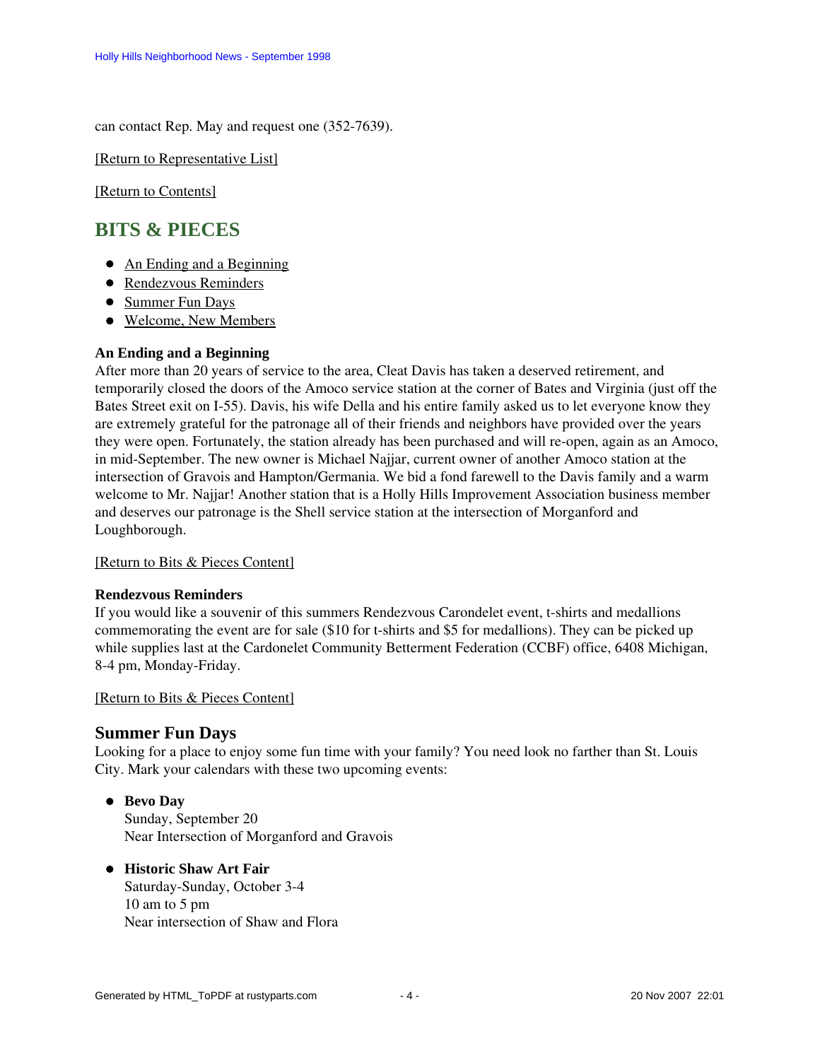can contact Rep. May and request one (352-7639).

[Return to Representative List]

[Return to Contents]

## BITS & PIECES

- An Ending and a Beginning
- Rendezvous Reminders
- Summer Fun Days
- Welcome, New Members

**An Ending and a Beginning**
After more than 20 years of service to the area, Cleat Davis has taken a deserved retirement, and temporarily closed the doors of the Amoco service station at the corner of Bates and Virginia (just off the Bates Street exit on I-55). Davis, his wife Della and his entire family asked us to let everyone know they are extremely grateful for the patronage all of their friends and neighbors have provided over the years they were open. Fortunately, the station already has been purchased and will re-open, again as an Amoco, in mid-September. The new owner is Michael Najjar, current owner of another Amoco station at the intersection of Gravois and Hampton/Germania. We bid a fond farewell to the Davis family and a warm welcome to Mr. Najjar! Another station that is a Holly Hills Improvement Association business member and deserves our patronage is the Shell service station at the intersection of Morganford and Loughborough.

[Return to Bits & Pieces Content]

**Rendezvous Reminders**
If you would like a souvenir of this summers Rendezvous Carondelet event, t-shirts and medallions commemorating the event are for sale ($10 for t-shirts and $5 for medallions). They can be picked up while supplies last at the Cardonelet Community Betterment Federation (CCBF) office, 6408 Michigan, 8-4 pm, Monday-Friday.

[Return to Bits & Pieces Content]

### Summer Fun Days

Looking for a place to enjoy some fun time with your family? You need look no farther than St. Louis City. Mark your calendars with these two upcoming events:

- **Bevo Day**
  Sunday, September 20
  Near Intersection of Morganford and Gravois

- **Historic Shaw Art Fair**
  Saturday-Sunday, October 3-4
  10 am to 5 pm
  Near intersection of Shaw and Flora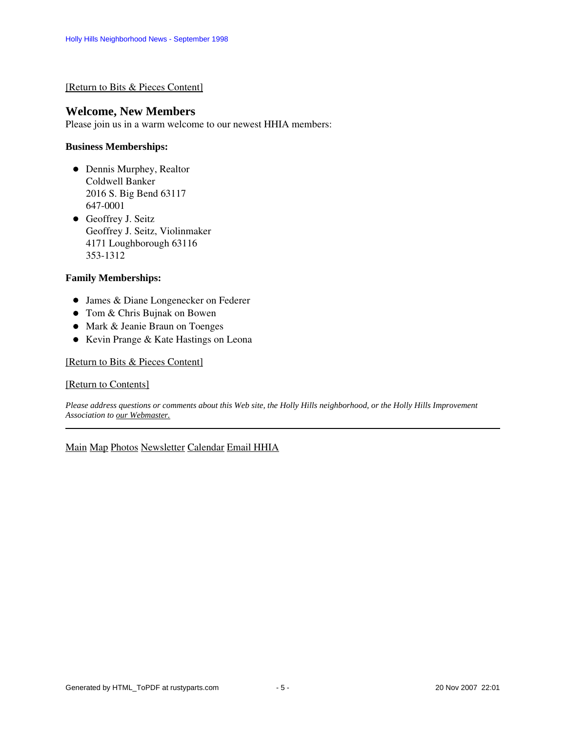[Return to Bits & Pieces Content]

## Welcome, New Members

Please join us in a warm welcome to our newest HHIA members:

**Business Memberships:**

- Dennis Murphey, Realtor
  Coldwell Banker
  2016 S. Big Bend 63117
  647-0001
- Geoffrey J. Seitz
  Geoffrey J. Seitz, Violinmaker
  4171 Loughborough 63116
  353-1312

**Family Memberships:**

- James & Diane Longenecker on Federer
- Tom & Chris Bujnak on Bowen
- Mark & Jeanie Braun on Toenges
- Kevin Prange & Kate Hastings on Leona

[Return to Bits & Pieces Content]

[Return to Contents]

*Please address questions or comments about this Web site, the Holly Hills neighborhood, or the Holly Hills Improvement Association to our Webmaster.*

---

Main Map Photos Newsletter Calendar Email HHIA